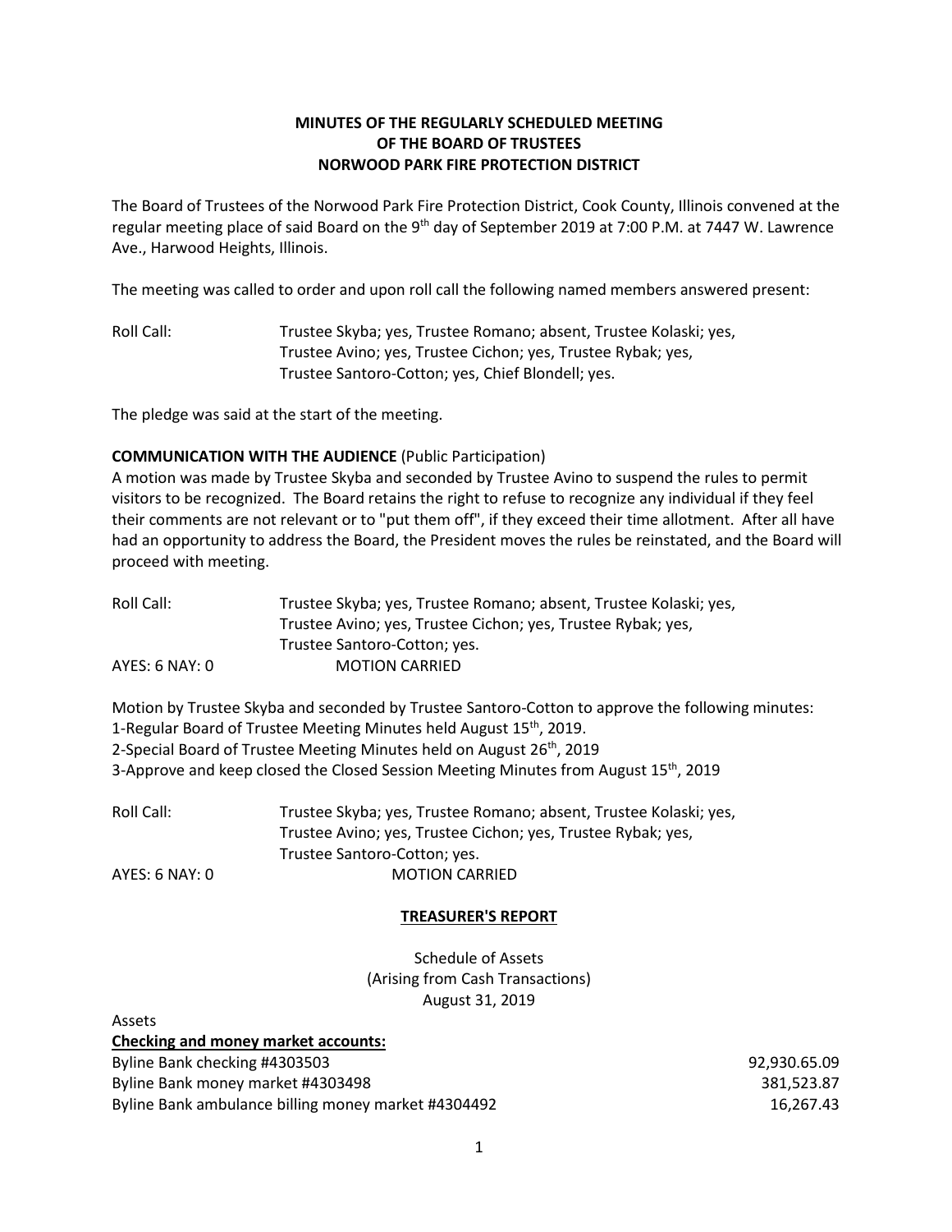**MINUTES OF THE REGULARLY SCHEDULED MEETING**
**OF THE BOARD OF TRUSTEES**
**NORWOOD PARK FIRE PROTECTION DISTRICT**

The Board of Trustees of the Norwood Park Fire Protection District, Cook County, Illinois convened at the regular meeting place of said Board on the 9th day of September 2019 at 7:00 P.M. at 7447 W. Lawrence Ave., Harwood Heights, Illinois.

The meeting was called to order and upon roll call the following named members answered present:

Roll Call: Trustee Skyba; yes, Trustee Romano; absent, Trustee Kolaski; yes, Trustee Avino; yes, Trustee Cichon; yes, Trustee Rybak; yes, Trustee Santoro-Cotton; yes, Chief Blondell; yes.

The pledge was said at the start of the meeting.

**COMMUNICATION WITH THE AUDIENCE** (Public Participation)

A motion was made by Trustee Skyba and seconded by Trustee Avino to suspend the rules to permit visitors to be recognized. The Board retains the right to refuse to recognize any individual if they feel their comments are not relevant or to "put them off", if they exceed their time allotment. After all have had an opportunity to address the Board, the President moves the rules be reinstated, and the Board will proceed with meeting.

Roll Call: Trustee Skyba; yes, Trustee Romano; absent, Trustee Kolaski; yes, Trustee Avino; yes, Trustee Cichon; yes, Trustee Rybak; yes, Trustee Santoro-Cotton; yes.

AYES: 6 NAY: 0 MOTION CARRIED

Motion by Trustee Skyba and seconded by Trustee Santoro-Cotton to approve the following minutes:

1-Regular Board of Trustee Meeting Minutes held August 15th, 2019.
2-Special Board of Trustee Meeting Minutes held on August 26th, 2019
3-Approve and keep closed the Closed Session Meeting Minutes from August 15th, 2019

Roll Call: Trustee Skyba; yes, Trustee Romano; absent, Trustee Kolaski; yes, Trustee Avino; yes, Trustee Cichon; yes, Trustee Rybak; yes, Trustee Santoro-Cotton; yes.

AYES: 6 NAY: 0 MOTION CARRIED

**TREASURER'S REPORT**

Schedule of Assets
(Arising from Cash Transactions)
August 31, 2019

Assets

**Checking and money market accounts:**

| | |
|---|---|
| Byline Bank checking #4303503 | 92,930.65.09 |
| Byline Bank money market #4303498 | 381,523.87 |
| Byline Bank ambulance billing money market #4304492 | 16,267.43 |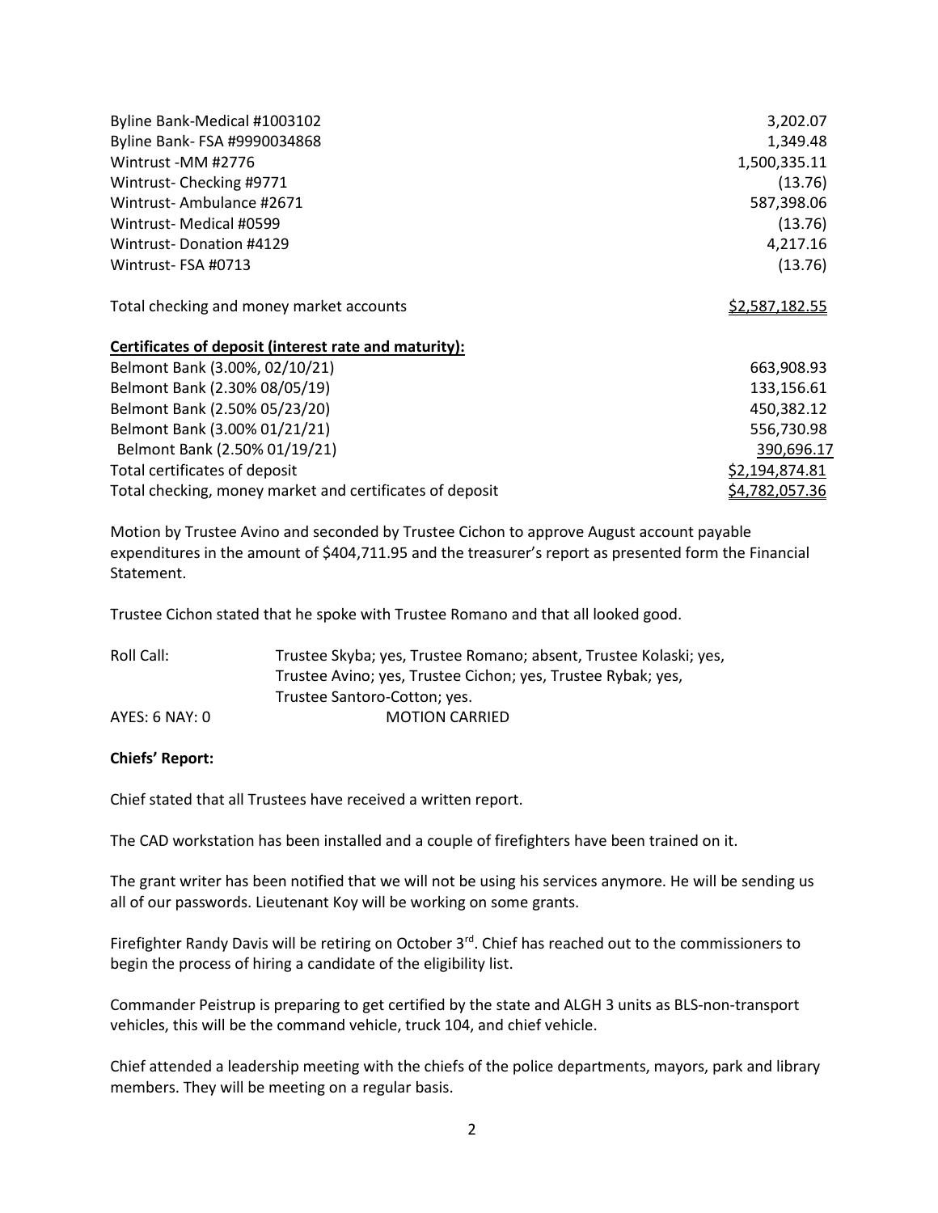| | |
|---|---|
| Byline Bank-Medical #1003102 | 3,202.07 |
| Byline Bank- FSA #9990034868 | 1,349.48 |
| Wintrust -MM #2776 | 1,500,335.11 |
| Wintrust- Checking #9771 | (13.76) |
| Wintrust- Ambulance #2671 | 587,398.06 |
| Wintrust- Medical #0599 | (13.76) |
| Wintrust- Donation #4129 | 4,217.16 |
| Wintrust- FSA #0713 | (13.76) |
| | |
| Total checking and money market accounts | $2,587,182.55 |

**Certificates of deposit (interest rate and maturity):**

| | |
|---|---|
| Belmont Bank (3.00%, 02/10/21) | 663,908.93 |
| Belmont Bank (2.30% 08/05/19) | 133,156.61 |
| Belmont Bank (2.50% 05/23/20) | 450,382.12 |
| Belmont Bank (3.00% 01/21/21) | 556,730.98 |
| Belmont Bank (2.50% 01/19/21) | 390,696.17 |
| Total certificates of deposit | $2,194,874.81 |
| Total checking, money market and certificates of deposit | $4,782,057.36 |

Motion by Trustee Avino and seconded by Trustee Cichon to approve August account payable expenditures in the amount of $404,711.95 and the treasurer's report as presented form the Financial Statement.

Trustee Cichon stated that he spoke with Trustee Romano and that all looked good.

Roll Call: Trustee Skyba; yes, Trustee Romano; absent, Trustee Kolaski; yes, Trustee Avino; yes, Trustee Cichon; yes, Trustee Rybak; yes, Trustee Santoro-Cotton; yes.

AYES: 6 NAY: 0 MOTION CARRIED

**Chiefs' Report:**

Chief stated that all Trustees have received a written report.

The CAD workstation has been installed and a couple of firefighters have been trained on it.

The grant writer has been notified that we will not be using his services anymore. He will be sending us all of our passwords. Lieutenant Koy will be working on some grants.

Firefighter Randy Davis will be retiring on October 3rd. Chief has reached out to the commissioners to begin the process of hiring a candidate of the eligibility list.

Commander Peistrup is preparing to get certified by the state and ALGH 3 units as BLS-non-transport vehicles, this will be the command vehicle, truck 104, and chief vehicle.

Chief attended a leadership meeting with the chiefs of the police departments, mayors, park and library members. They will be meeting on a regular basis.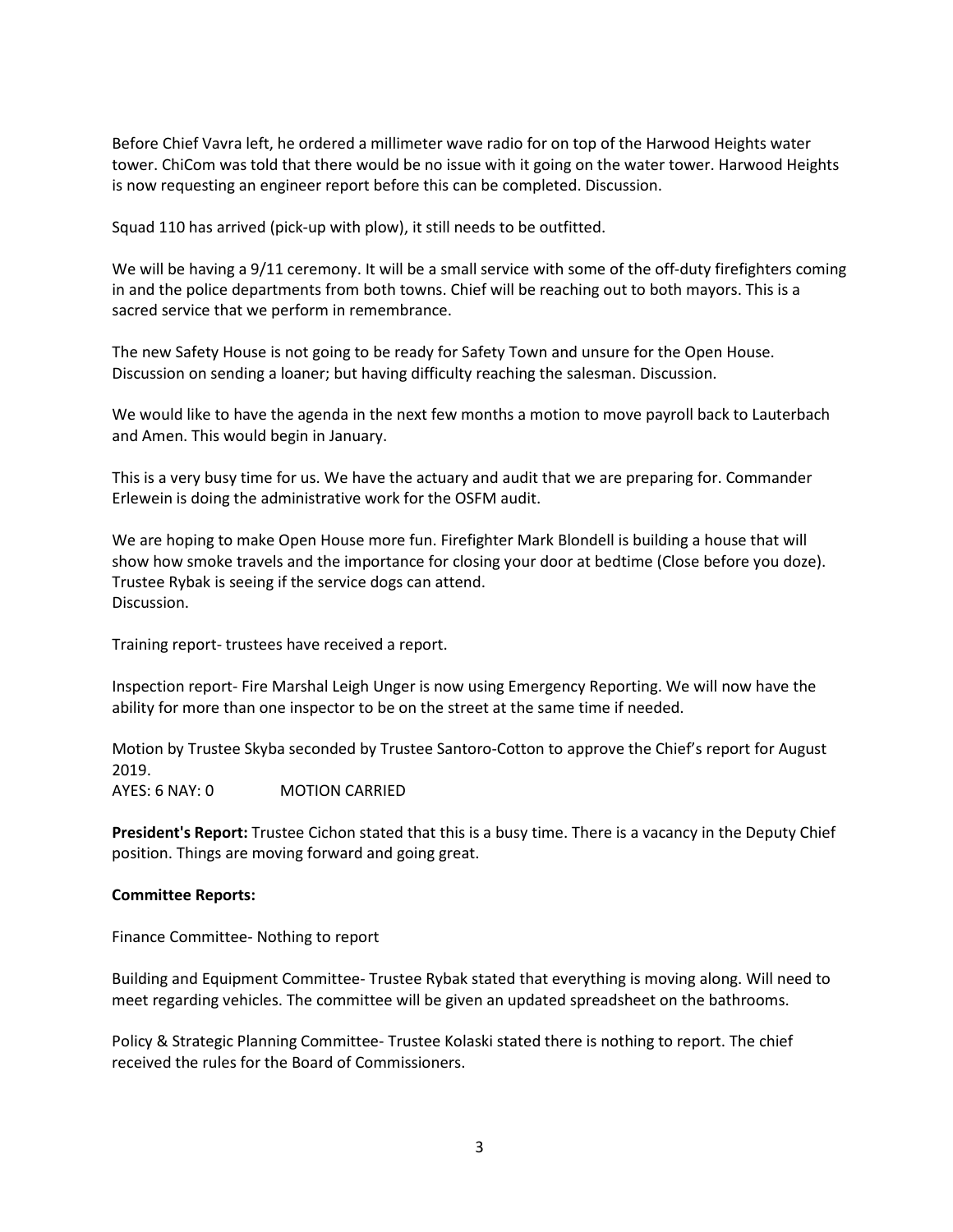Before Chief Vavra left, he ordered a millimeter wave radio for on top of the Harwood Heights water tower. ChiCom was told that there would be no issue with it going on the water tower. Harwood Heights is now requesting an engineer report before this can be completed. Discussion.

Squad 110 has arrived (pick-up with plow), it still needs to be outfitted.

We will be having a 9/11 ceremony. It will be a small service with some of the off-duty firefighters coming in and the police departments from both towns. Chief will be reaching out to both mayors. This is a sacred service that we perform in remembrance.

The new Safety House is not going to be ready for Safety Town and unsure for the Open House. Discussion on sending a loaner; but having difficulty reaching the salesman. Discussion.

We would like to have the agenda in the next few months a motion to move payroll back to Lauterbach and Amen. This would begin in January.

This is a very busy time for us. We have the actuary and audit that we are preparing for. Commander Erlewein is doing the administrative work for the OSFM audit.

We are hoping to make Open House more fun. Firefighter Mark Blondell is building a house that will show how smoke travels and the importance for closing your door at bedtime (Close before you doze). Trustee Rybak is seeing if the service dogs can attend.
Discussion.

Training report- trustees have received a report.

Inspection report- Fire Marshal Leigh Unger is now using Emergency Reporting. We will now have the ability for more than one inspector to be on the street at the same time if needed.

Motion by Trustee Skyba seconded by Trustee Santoro-Cotton to approve the Chief's report for August 2019.
AYES: 6 NAY: 0 MOTION CARRIED

**President's Report:** Trustee Cichon stated that this is a busy time. There is a vacancy in the Deputy Chief position. Things are moving forward and going great.

**Committee Reports:**

Finance Committee- Nothing to report

Building and Equipment Committee- Trustee Rybak stated that everything is moving along. Will need to meet regarding vehicles. The committee will be given an updated spreadsheet on the bathrooms.

Policy & Strategic Planning Committee- Trustee Kolaski stated there is nothing to report. The chief received the rules for the Board of Commissioners.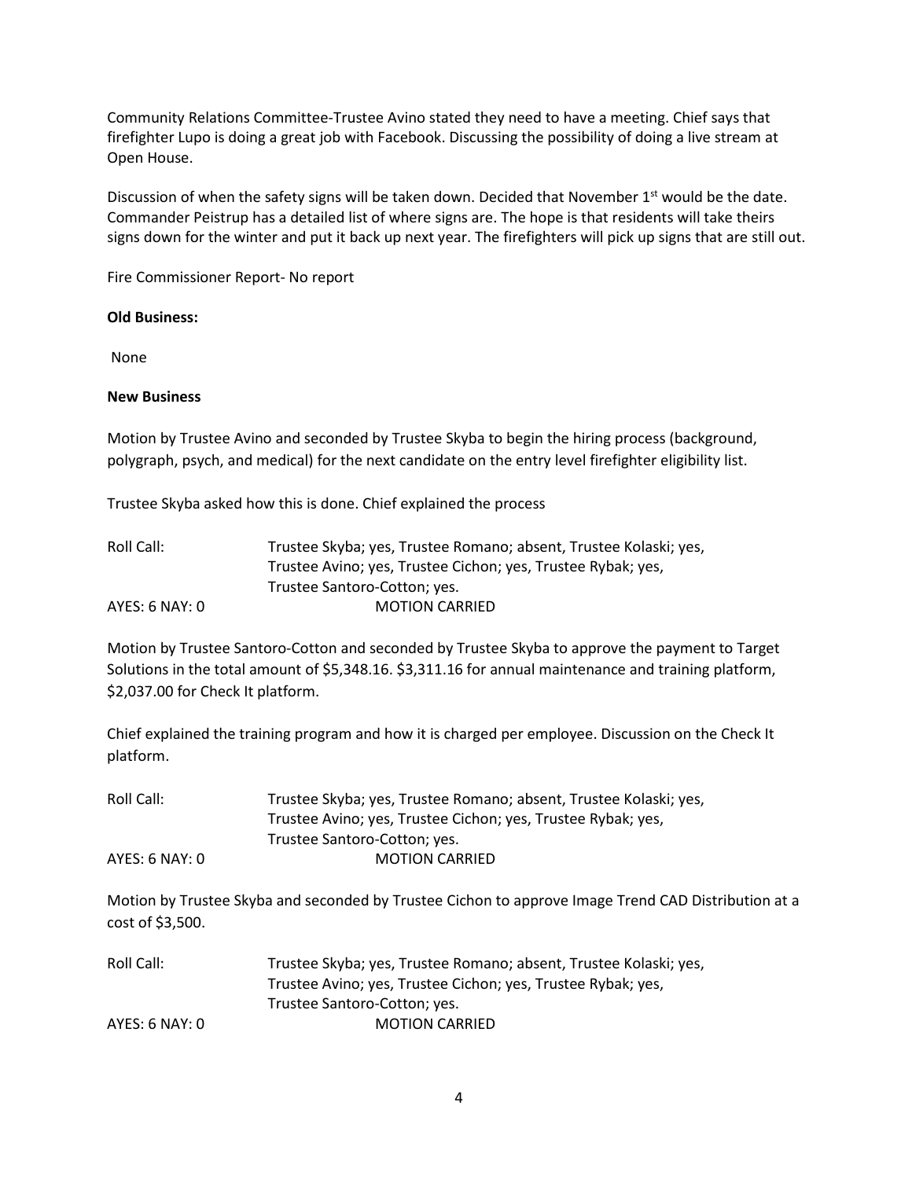Community Relations Committee-Trustee Avino stated they need to have a meeting. Chief says that firefighter Lupo is doing a great job with Facebook. Discussing the possibility of doing a live stream at Open House.

Discussion of when the safety signs will be taken down. Decided that November 1st would be the date. Commander Peistrup has a detailed list of where signs are. The hope is that residents will take theirs signs down for the winter and put it back up next year. The firefighters will pick up signs that are still out.

Fire Commissioner Report- No report

**Old Business:**

None

**New Business**

Motion by Trustee Avino and seconded by Trustee Skyba to begin the hiring process (background, polygraph, psych, and medical) for the next candidate on the entry level firefighter eligibility list.

Trustee Skyba asked how this is done. Chief explained the process

Roll Call: Trustee Skyba; yes, Trustee Romano; absent, Trustee Kolaski; yes, Trustee Avino; yes, Trustee Cichon; yes, Trustee Rybak; yes, Trustee Santoro-Cotton; yes.

AYES: 6 NAY: 0 MOTION CARRIED

Motion by Trustee Santoro-Cotton and seconded by Trustee Skyba to approve the payment to Target Solutions in the total amount of $5,348.16. $3,311.16 for annual maintenance and training platform, $2,037.00 for Check It platform.

Chief explained the training program and how it is charged per employee. Discussion on the Check It platform.

Roll Call: Trustee Skyba; yes, Trustee Romano; absent, Trustee Kolaski; yes, Trustee Avino; yes, Trustee Cichon; yes, Trustee Rybak; yes, Trustee Santoro-Cotton; yes.

AYES: 6 NAY: 0 MOTION CARRIED

Motion by Trustee Skyba and seconded by Trustee Cichon to approve Image Trend CAD Distribution at a cost of $3,500.

Roll Call: Trustee Skyba; yes, Trustee Romano; absent, Trustee Kolaski; yes, Trustee Avino; yes, Trustee Cichon; yes, Trustee Rybak; yes, Trustee Santoro-Cotton; yes.

AYES: 6 NAY: 0 MOTION CARRIED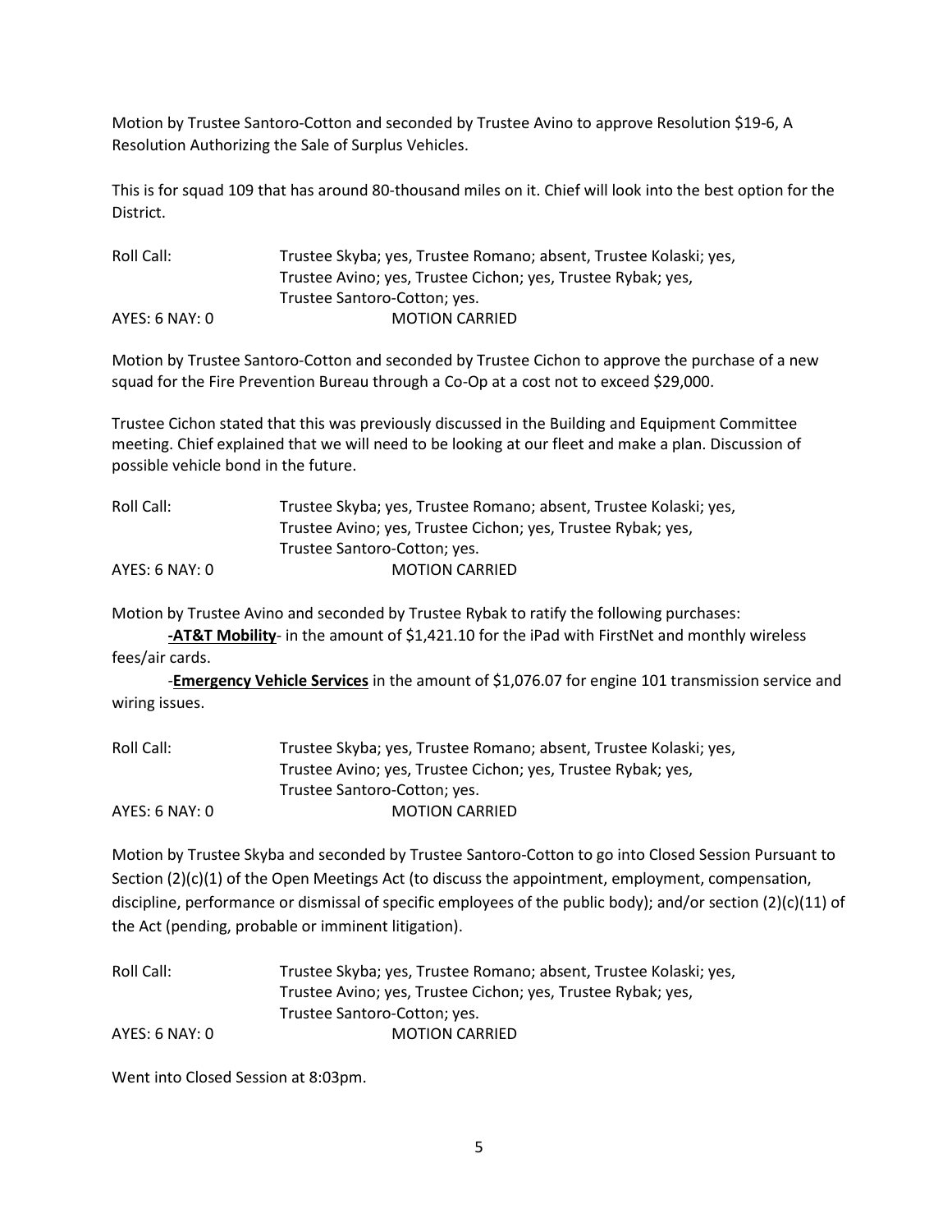Motion by Trustee Santoro-Cotton and seconded by Trustee Avino to approve Resolution $19-6, A Resolution Authorizing the Sale of Surplus Vehicles.

This is for squad 109 that has around 80-thousand miles on it. Chief will look into the best option for the District.

Roll Call: Trustee Skyba; yes, Trustee Romano; absent, Trustee Kolaski; yes, Trustee Avino; yes, Trustee Cichon; yes, Trustee Rybak; yes, Trustee Santoro-Cotton; yes.

AYES: 6 NAY: 0 MOTION CARRIED

Motion by Trustee Santoro-Cotton and seconded by Trustee Cichon to approve the purchase of a new squad for the Fire Prevention Bureau through a Co-Op at a cost not to exceed $29,000.

Trustee Cichon stated that this was previously discussed in the Building and Equipment Committee meeting. Chief explained that we will need to be looking at our fleet and make a plan. Discussion of possible vehicle bond in the future.

Roll Call: Trustee Skyba; yes, Trustee Romano; absent, Trustee Kolaski; yes, Trustee Avino; yes, Trustee Cichon; yes, Trustee Rybak; yes, Trustee Santoro-Cotton; yes.

AYES: 6 NAY: 0 MOTION CARRIED

Motion by Trustee Avino and seconded by Trustee Rybak to ratify the following purchases:

**-AT&T Mobility**- in the amount of $1,421.10 for the iPad with FirstNet and monthly wireless fees/air cards.

-**Emergency Vehicle Services** in the amount of $1,076.07 for engine 101 transmission service and wiring issues.

Roll Call: Trustee Skyba; yes, Trustee Romano; absent, Trustee Kolaski; yes, Trustee Avino; yes, Trustee Cichon; yes, Trustee Rybak; yes, Trustee Santoro-Cotton; yes.

AYES: 6 NAY: 0 MOTION CARRIED

Motion by Trustee Skyba and seconded by Trustee Santoro-Cotton to go into Closed Session Pursuant to Section (2)(c)(1) of the Open Meetings Act (to discuss the appointment, employment, compensation, discipline, performance or dismissal of specific employees of the public body); and/or section (2)(c)(11) of the Act (pending, probable or imminent litigation).

Roll Call: Trustee Skyba; yes, Trustee Romano; absent, Trustee Kolaski; yes, Trustee Avino; yes, Trustee Cichon; yes, Trustee Rybak; yes, Trustee Santoro-Cotton; yes.

AYES: 6 NAY: 0 MOTION CARRIED

Went into Closed Session at 8:03pm.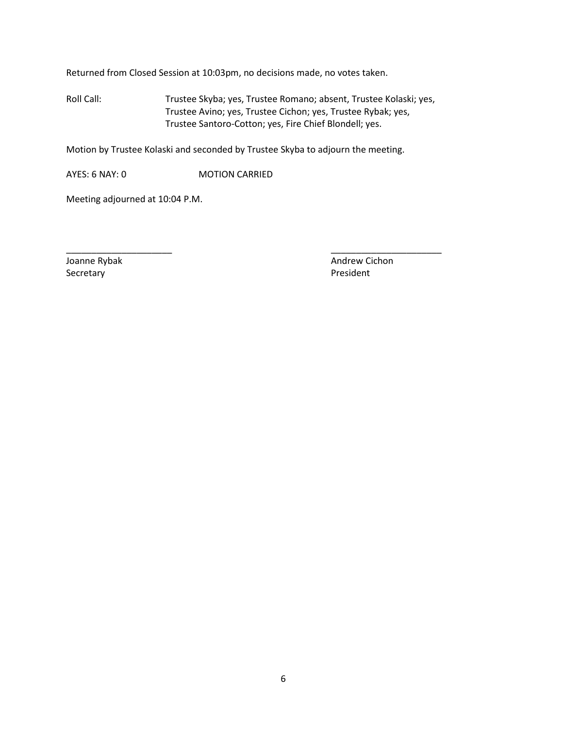Returned from Closed Session at 10:03pm, no decisions made, no votes taken.

Roll Call: Trustee Skyba; yes, Trustee Romano; absent, Trustee Kolaski; yes, Trustee Avino; yes, Trustee Cichon; yes, Trustee Rybak; yes, Trustee Santoro-Cotton; yes, Fire Chief Blondell; yes.

Motion by Trustee Kolaski and seconded by Trustee Skyba to adjourn the meeting.

AYES: 6 NAY: 0 MOTION CARRIED

Meeting adjourned at 10:04 P.M.

_____________________
Joanne Rybak
Secretary

_____________________
Andrew Cichon
President